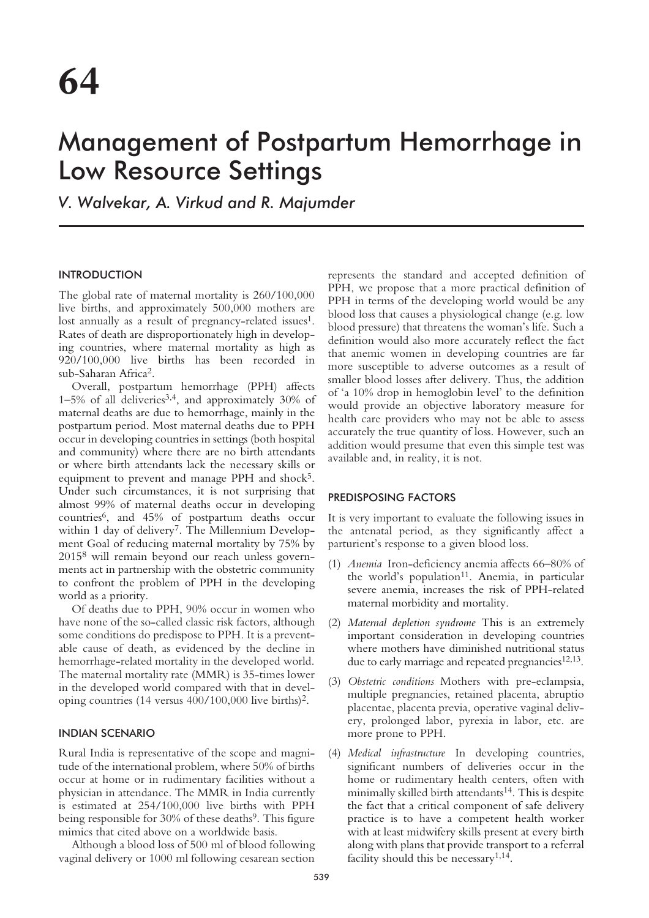# 64

# Management of Postpartum Hemorrhage in Low Resource Settings

*V. Walvekar, A. Virkud and R. Majumder*

## INTRODUCTION

The global rate of maternal mortality is 260/100,000 live births, and approximately 500,000 mothers are lost annually as a result of pregnancy-related issues[1]. Rates of death are disproportionately high in developing countries, where maternal mortality as high as 920/100,000 live births has been recorded in sub-Saharan Africa[2].

Overall, postpartum hemorrhage (PPH) affects 1–5% of all deliveries[3,4], and approximately 30% of maternal deaths are due to hemorrhage, mainly in the postpartum period. Most maternal deaths due to PPH occur in developing countries in settings (both hospital and community) where there are no birth attendants or where birth attendants lack the necessary skills or equipment to prevent and manage PPH and shock[5]. Under such circumstances, it is not surprising that almost 99% of maternal deaths occur in developing countries[6], and 45% of postpartum deaths occur within 1 day of delivery[7]. The Millennium Development Goal of reducing maternal mortality by 75% by 2015[8] will remain beyond our reach unless governments act in partnership with the obstetric community to confront the problem of PPH in the developing world as a priority.

Of deaths due to PPH, 90% occur in women who have none of the so-called classic risk factors, although some conditions do predispose to PPH. It is a preventable cause of death, as evidenced by the decline in hemorrhage-related mortality in the developed world. The maternal mortality rate (MMR) is 35-times lower in the developed world compared with that in developing countries (14 versus 400/100,000 live births)[2].

## INDIAN SCENARIO

Rural India is representative of the scope and magnitude of the international problem, where 50% of births occur at home or in rudimentary facilities without a physician in attendance. The MMR in India currently is estimated at 254/100,000 live births with PPH being responsible for 30% of these deaths[9]. This figure mimics that cited above on a worldwide basis.

Although a blood loss of 500 ml of blood following vaginal delivery or 1000 ml following cesarean section represents the standard and accepted definition of PPH, we propose that a more practical definition of PPH in terms of the developing world would be any blood loss that causes a physiological change (e.g. low blood pressure) that threatens the woman's life. Such a definition would also more accurately reflect the fact that anemic women in developing countries are far more susceptible to adverse outcomes as a result of smaller blood losses after delivery. Thus, the addition of 'a 10% drop in hemoglobin level' to the definition would provide an objective laboratory measure for health care providers who may not be able to assess accurately the true quantity of loss. However, such an addition would presume that even this simple test was available and, in reality, it is not.

## PREDISPOSING FACTORS

It is very important to evaluate the following issues in the antenatal period, as they significantly affect a parturient's response to a given blood loss.

(1) *Anemia* Iron-deficiency anemia affects 66–80% of the world's population[11]. Anemia, in particular severe anemia, increases the risk of PPH-related maternal morbidity and mortality.

(2) *Maternal depletion syndrome* This is an extremely important consideration in developing countries where mothers have diminished nutritional status due to early marriage and repeated pregnancies[12,13].

(3) *Obstetric conditions* Mothers with pre-eclampsia, multiple pregnancies, retained placenta, abruptio placentae, placenta previa, operative vaginal delivery, prolonged labor, pyrexia in labor, etc. are more prone to PPH.

(4) *Medical infrastructure* In developing countries, significant numbers of deliveries occur in the home or rudimentary health centers, often with minimally skilled birth attendants[14]. This is despite the fact that a critical component of safe delivery practice is to have a competent health worker with at least midwifery skills present at every birth along with plans that provide transport to a referral facility should this be necessary[1,14].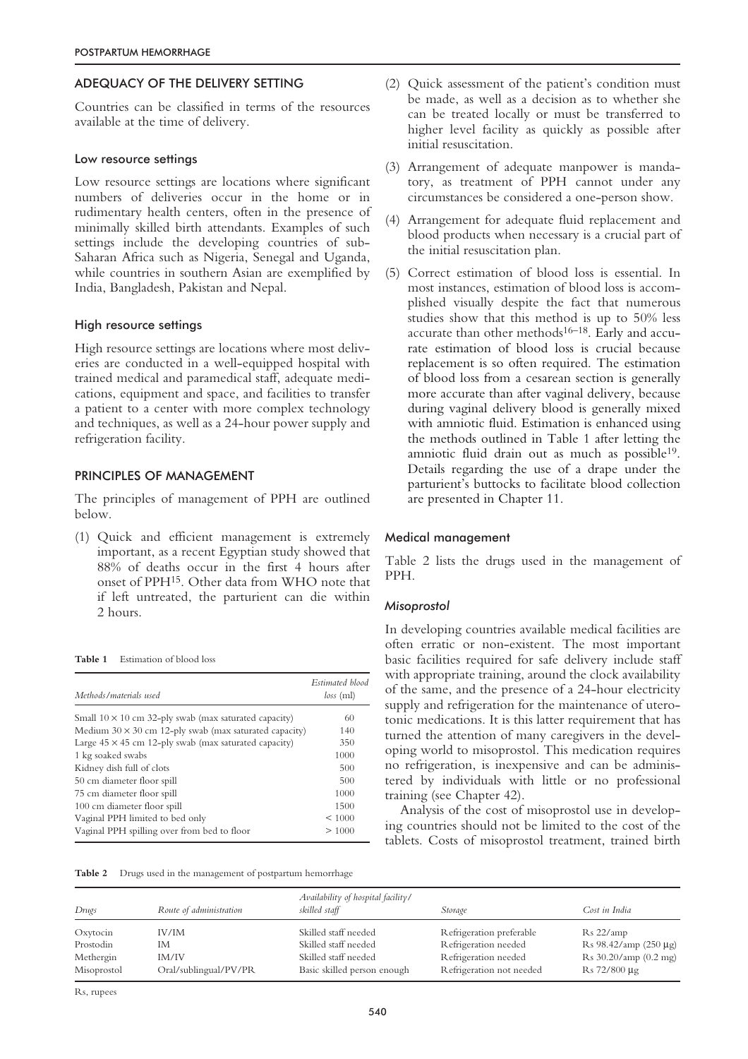## ADEQUACY OF THE DELIVERY SETTING

Countries can be classified in terms of the resources available at the time of delivery.

### Low resource settings

Low resource settings are locations where significant numbers of deliveries occur in the home or in rudimentary health centers, often in the presence of minimally skilled birth attendants. Examples of such settings include the developing countries of sub-Saharan Africa such as Nigeria, Senegal and Uganda, while countries in southern Asian are exemplified by India, Bangladesh, Pakistan and Nepal.

### High resource settings

High resource settings are locations where most deliveries are conducted in a well-equipped hospital with trained medical and paramedical staff, adequate medications, equipment and space, and facilities to transfer a patient to a center with more complex technology and techniques, as well as a 24-hour power supply and refrigeration facility.

## PRINCIPLES OF MANAGEMENT

The principles of management of PPH are outlined below.

(1) Quick and efficient management is extremely important, as a recent Egyptian study showed that 88% of deaths occur in the first 4 hours after onset of PPH[15]. Other data from WHO note that if left untreated, the parturient can die within 2 hours.

(2) Quick assessment of the patient's condition must be made, as well as a decision as to whether she can be treated locally or must be transferred to higher level facility as quickly as possible after initial resuscitation.

(3) Arrangement of adequate manpower is mandatory, as treatment of PPH cannot under any circumstances be considered a one-person show.

(4) Arrangement for adequate fluid replacement and blood products when necessary is a crucial part of the initial resuscitation plan.

(5) Correct estimation of blood loss is essential. In most instances, estimation of blood loss is accomplished visually despite the fact that numerous studies show that this method is up to 50% less accurate than other methods[16–18]. Early and accurate estimation of blood loss is crucial because replacement is so often required. The estimation of blood loss from a cesarean section is generally more accurate than after vaginal delivery, because during vaginal delivery blood is generally mixed with amniotic fluid. Estimation is enhanced using the methods outlined in Table 1 after letting the amniotic fluid drain out as much as possible[19]. Details regarding the use of a drape under the parturient's buttocks to facilitate blood collection are presented in Chapter 11.

**Table 1** Estimation of blood loss

| *Methods/materials used* | *Estimated blood loss* (ml) |
|---|---|
| Small 10 × 10 cm 32-ply swab (max saturated capacity) | 60 |
| Medium 30 × 30 cm 12-ply swab (max saturated capacity) | 140 |
| Large 45 × 45 cm 12-ply swab (max saturated capacity) | 350 |
| 1 kg soaked swabs | 1000 |
| Kidney dish full of clots | 500 |
| 50 cm diameter floor spill | 500 |
| 75 cm diameter floor spill | 1000 |
| 100 cm diameter floor spill | 1500 |
| Vaginal PPH limited to bed only | < 1000 |
| Vaginal PPH spilling over from bed to floor | > 1000 |

### Medical management

Table 2 lists the drugs used in the management of PPH.

#### *Misoprostol*

In developing countries available medical facilities are often erratic or non-existent. The most important basic facilities required for safe delivery include staff with appropriate training, around the clock availability of the same, and the presence of a 24-hour electricity supply and refrigeration for the maintenance of uterotonic medications. It is this latter requirement that has turned the attention of many caregivers in the developing world to misoprostol. This medication requires no refrigeration, is inexpensive and can be administered by individuals with little or no professional training (see Chapter 42).

Analysis of the cost of misoprostol use in developing countries should not be limited to the cost of the tablets. Costs of misoprostol treatment, trained birth

**Table 2** Drugs used in the management of postpartum hemorrhage

| *Drugs* | *Route of administration* | *Availability of hospital facility/ skilled staff* | *Storage* | *Cost in India* |
|---|---|---|---|---|
| Oxytocin | IV/IM | Skilled staff needed | Refrigeration preferable | Rs 22/amp |
| Prostodin | IM | Skilled staff needed | Refrigeration needed | Rs 98.42/amp (250 μg) |
| Methergin | IM/IV | Skilled staff needed | Refrigeration needed | Rs 30.20/amp (0.2 mg) |
| Misoprostol | Oral/sublingual/PV/PR | Basic skilled person enough | Refrigeration not needed | Rs 72/800 μg |

Rs, rupees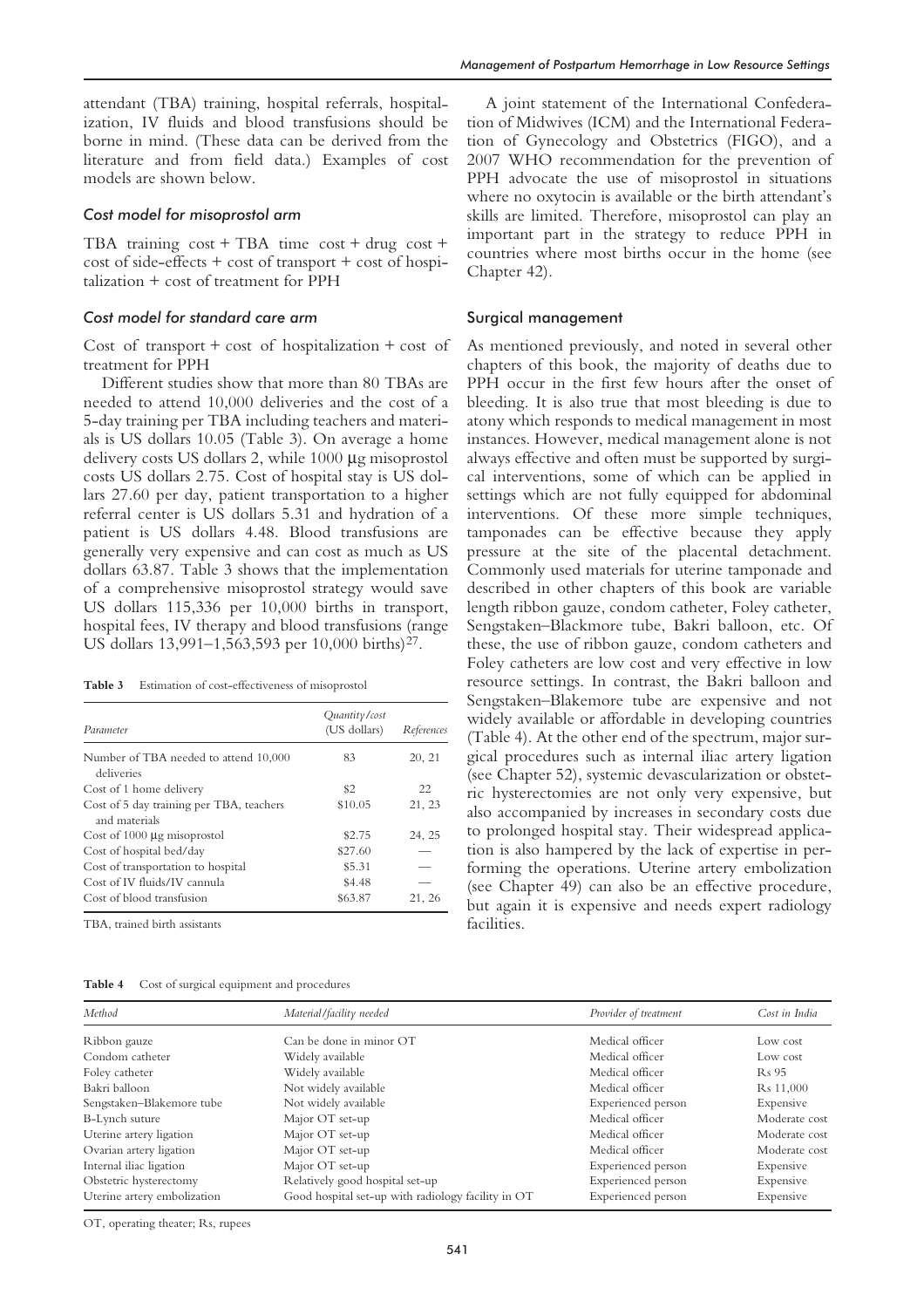attendant (TBA) training, hospital referrals, hospitalization, IV fluids and blood transfusions should be borne in mind. (These data can be derived from the literature and from field data.) Examples of cost models are shown below.

### *Cost model for misoprostol arm*

TBA training cost + TBA time cost + drug cost + cost of side-effects + cost of transport + cost of hospitalization + cost of treatment for PPH

### *Cost model for standard care arm*

Cost of transport + cost of hospitalization + cost of treatment for PPH

Different studies show that more than 80 TBAs are needed to attend 10,000 deliveries and the cost of a 5-day training per TBA including teachers and materials is US dollars 10.05 (Table 3). On average a home delivery costs US dollars 2, while 1000 μg misoprostol costs US dollars 2.75. Cost of hospital stay is US dollars 27.60 per day, patient transportation to a higher referral center is US dollars 5.31 and hydration of a patient is US dollars 4.48. Blood transfusions are generally very expensive and can cost as much as US dollars 63.87. Table 3 shows that the implementation of a comprehensive misoprostol strategy would save US dollars 115,336 per 10,000 births in transport, hospital fees, IV therapy and blood transfusions (range US dollars 13,991–1,563,593 per 10,000 births)[27].

**Table 3** Estimation of cost-effectiveness of misoprostol

| *Parameter* | *Quantity/cost (US dollars)* | *References* |
|---|---|---|
| Number of TBA needed to attend 10,000 deliveries | 83 | 20, 21 |
| Cost of 1 home delivery | $2 | 22 |
| Cost of 5 day training per TBA, teachers and materials | $10.05 | 21, 23 |
| Cost of 1000 μg misoprostol | $2.75 | 24, 25 |
| Cost of hospital bed/day | $27.60 | — |
| Cost of transportation to hospital | $5.31 | — |
| Cost of IV fluids/IV cannula | $4.48 | — |
| Cost of blood transfusion | $63.87 | 21, 26 |

TBA, trained birth assistants

A joint statement of the International Confederation of Midwives (ICM) and the International Federation of Gynecology and Obstetrics (FIGO), and a 2007 WHO recommendation for the prevention of PPH advocate the use of misoprostol in situations where no oxytocin is available or the birth attendant's skills are limited. Therefore, misoprostol can play an important part in the strategy to reduce PPH in countries where most births occur in the home (see Chapter 42).

## Surgical management

As mentioned previously, and noted in several other chapters of this book, the majority of deaths due to PPH occur in the first few hours after the onset of bleeding. It is also true that most bleeding is due to atony which responds to medical management in most instances. However, medical management alone is not always effective and often must be supported by surgical interventions, some of which can be applied in settings which are not fully equipped for abdominal interventions. Of these more simple techniques, tamponades can be effective because they apply pressure at the site of the placental detachment. Commonly used materials for uterine tamponade and described in other chapters of this book are variable length ribbon gauze, condom catheter, Foley catheter, Sengstaken–Blackmore tube, Bakri balloon, etc. Of these, the use of ribbon gauze, condom catheters and Foley catheters are low cost and very effective in low resource settings. In contrast, the Bakri balloon and Sengstaken–Blakemore tube are expensive and not widely available or affordable in developing countries (Table 4). At the other end of the spectrum, major surgical procedures such as internal iliac artery ligation (see Chapter 52), systemic devascularization or obstetric hysterectomies are not only very expensive, but also accompanied by increases in secondary costs due to prolonged hospital stay. Their widespread application is also hampered by the lack of expertise in performing the operations. Uterine artery embolization (see Chapter 49) can also be an effective procedure, but again it is expensive and needs expert radiology facilities.

**Table 4** Cost of surgical equipment and procedures

| *Method* | *Material/facility needed* | *Provider of treatment* | *Cost in India* |
|---|---|---|---|
| Ribbon gauze | Can be done in minor OT | Medical officer | Low cost |
| Condom catheter | Widely available | Medical officer | Low cost |
| Foley catheter | Widely available | Medical officer | Rs 95 |
| Bakri balloon | Not widely available | Medical officer | Rs 11,000 |
| Sengstaken–Blakemore tube | Not widely available | Experienced person | Expensive |
| B-Lynch suture | Major OT set-up | Medical officer | Moderate cost |
| Uterine artery ligation | Major OT set-up | Medical officer | Moderate cost |
| Ovarian artery ligation | Major OT set-up | Medical officer | Moderate cost |
| Internal iliac ligation | Major OT set-up | Experienced person | Expensive |
| Obstetric hysterectomy | Relatively good hospital set-up | Experienced person | Expensive |
| Uterine artery embolization | Good hospital set-up with radiology facility in OT | Experienced person | Expensive |

OT, operating theater; Rs, rupees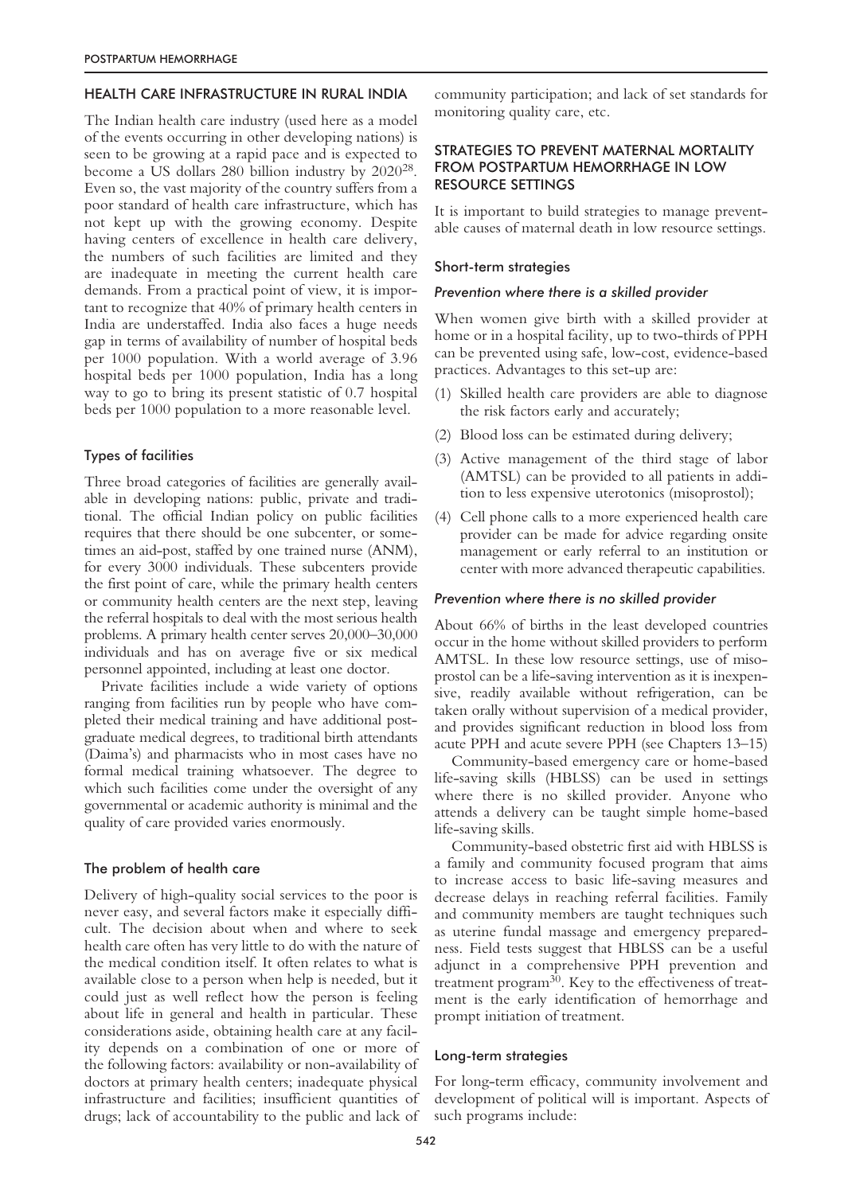## HEALTH CARE INFRASTRUCTURE IN RURAL INDIA

The Indian health care industry (used here as a model of the events occurring in other developing nations) is seen to be growing at a rapid pace and is expected to become a US dollars 280 billion industry by 2020[28]. Even so, the vast majority of the country suffers from a poor standard of health care infrastructure, which has not kept up with the growing economy. Despite having centers of excellence in health care delivery, the numbers of such facilities are limited and they are inadequate in meeting the current health care demands. From a practical point of view, it is important to recognize that 40% of primary health centers in India are understaffed. India also faces a huge needs gap in terms of availability of number of hospital beds per 1000 population. With a world average of 3.96 hospital beds per 1000 population, India has a long way to go to bring its present statistic of 0.7 hospital beds per 1000 population to a more reasonable level.

### Types of facilities

Three broad categories of facilities are generally available in developing nations: public, private and traditional. The official Indian policy on public facilities requires that there should be one subcenter, or sometimes an aid-post, staffed by one trained nurse (ANM), for every 3000 individuals. These subcenters provide the first point of care, while the primary health centers or community health centers are the next step, leaving the referral hospitals to deal with the most serious health problems. A primary health center serves 20,000–30,000 individuals and has on average five or six medical personnel appointed, including at least one doctor.

Private facilities include a wide variety of options ranging from facilities run by people who have completed their medical training and have additional postgraduate medical degrees, to traditional birth attendants (Daima's) and pharmacists who in most cases have no formal medical training whatsoever. The degree to which such facilities come under the oversight of any governmental or academic authority is minimal and the quality of care provided varies enormously.

### The problem of health care

Delivery of high-quality social services to the poor is never easy, and several factors make it especially difficult. The decision about when and where to seek health care often has very little to do with the nature of the medical condition itself. It often relates to what is available close to a person when help is needed, but it could just as well reflect how the person is feeling about life in general and health in particular. These considerations aside, obtaining health care at any facility depends on a combination of one or more of the following factors: availability or non-availability of doctors at primary health centers; inadequate physical infrastructure and facilities; insufficient quantities of drugs; lack of accountability to the public and lack of community participation; and lack of set standards for monitoring quality care, etc.

## STRATEGIES TO PREVENT MATERNAL MORTALITY FROM POSTPARTUM HEMORRHAGE IN LOW RESOURCE SETTINGS

It is important to build strategies to manage preventable causes of maternal death in low resource settings.

### Short-term strategies

#### *Prevention where there is a skilled provider*

When women give birth with a skilled provider at home or in a hospital facility, up to two-thirds of PPH can be prevented using safe, low-cost, evidence-based practices. Advantages to this set-up are:

(1) Skilled health care providers are able to diagnose the risk factors early and accurately;

(2) Blood loss can be estimated during delivery;

(3) Active management of the third stage of labor (AMTSL) can be provided to all patients in addition to less expensive uterotonics (misoprostol);

(4) Cell phone calls to a more experienced health care provider can be made for advice regarding onsite management or early referral to an institution or center with more advanced therapeutic capabilities.

#### *Prevention where there is no skilled provider*

About 66% of births in the least developed countries occur in the home without skilled providers to perform AMTSL. In these low resource settings, use of misoprostol can be a life-saving intervention as it is inexpensive, readily available without refrigeration, can be taken orally without supervision of a medical provider, and provides significant reduction in blood loss from acute PPH and acute severe PPH (see Chapters 13–15)

Community-based emergency care or home-based life-saving skills (HBLSS) can be used in settings where there is no skilled provider. Anyone who attends a delivery can be taught simple home-based life-saving skills.

Community-based obstetric first aid with HBLSS is a family and community focused program that aims to increase access to basic life-saving measures and decrease delays in reaching referral facilities. Family and community members are taught techniques such as uterine fundal massage and emergency preparedness. Field tests suggest that HBLSS can be a useful adjunct in a comprehensive PPH prevention and treatment program[30]. Key to the effectiveness of treatment is the early identification of hemorrhage and prompt initiation of treatment.

### Long-term strategies

For long-term efficacy, community involvement and development of political will is important. Aspects of such programs include: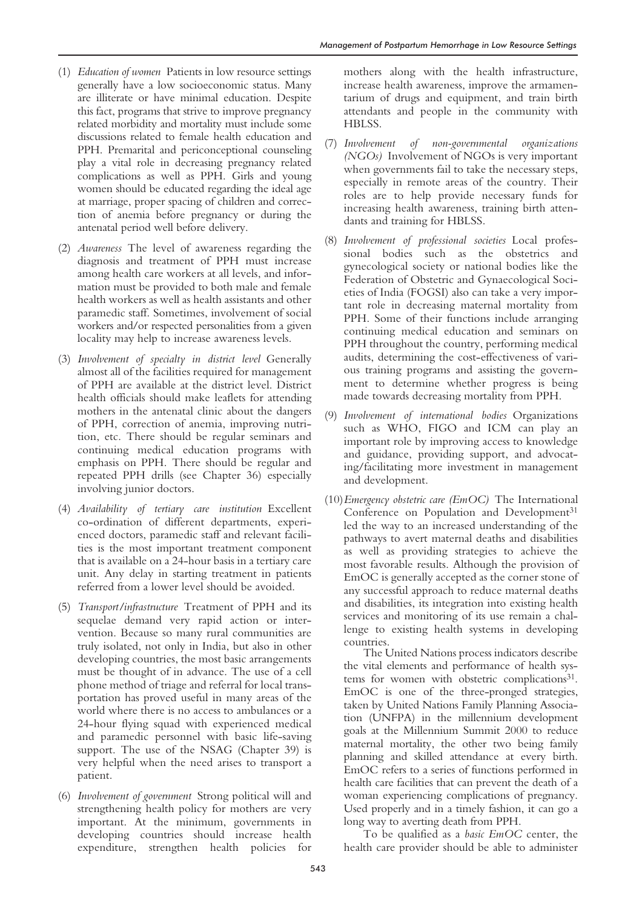(1) *Education of women* Patients in low resource settings generally have a low socioeconomic status. Many are illiterate or have minimal education. Despite this fact, programs that strive to improve pregnancy related morbidity and mortality must include some discussions related to female health education and PPH. Premarital and periconceptional counseling play a vital role in decreasing pregnancy related complications as well as PPH. Girls and young women should be educated regarding the ideal age at marriage, proper spacing of children and correction of anemia before pregnancy or during the antenatal period well before delivery.

(2) *Awareness* The level of awareness regarding the diagnosis and treatment of PPH must increase among health care workers at all levels, and information must be provided to both male and female health workers as well as health assistants and other paramedic staff. Sometimes, involvement of social workers and/or respected personalities from a given locality may help to increase awareness levels.

(3) *Involvement of specialty in district level* Generally almost all of the facilities required for management of PPH are available at the district level. District health officials should make leaflets for attending mothers in the antenatal clinic about the dangers of PPH, correction of anemia, improving nutrition, etc. There should be regular seminars and continuing medical education programs with emphasis on PPH. There should be regular and repeated PPH drills (see Chapter 36) especially involving junior doctors.

(4) *Availability of tertiary care institution* Excellent co-ordination of different departments, experienced doctors, paramedic staff and relevant facilities is the most important treatment component that is available on a 24-hour basis in a tertiary care unit. Any delay in starting treatment in patients referred from a lower level should be avoided.

(5) *Transport/infrastructure* Treatment of PPH and its sequelae demand very rapid action or intervention. Because so many rural communities are truly isolated, not only in India, but also in other developing countries, the most basic arrangements must be thought of in advance. The use of a cell phone method of triage and referral for local transportation has proved useful in many areas of the world where there is no access to ambulances or a 24-hour flying squad with experienced medical and paramedic personnel with basic life-saving support. The use of the NSAG (Chapter 39) is very helpful when the need arises to transport a patient.

(6) *Involvement of government* Strong political will and strengthening health policy for mothers are very important. At the minimum, governments in developing countries should increase health expenditure, strengthen health policies for mothers along with the health infrastructure, increase health awareness, improve the armamentarium of drugs and equipment, and train birth attendants and people in the community with HBLSS.

(7) *Involvement of non-governmental organizations (NGOs)* Involvement of NGOs is very important when governments fail to take the necessary steps, especially in remote areas of the country. Their roles are to help provide necessary funds for increasing health awareness, training birth attendants and training for HBLSS.

(8) *Involvement of professional societies* Local professional bodies such as the obstetrics and gynecological society or national bodies like the Federation of Obstetric and Gynaecological Societies of India (FOGSI) also can take a very important role in decreasing maternal mortality from PPH. Some of their functions include arranging continuing medical education and seminars on PPH throughout the country, performing medical audits, determining the cost-effectiveness of various training programs and assisting the government to determine whether progress is being made towards decreasing mortality from PPH.

(9) *Involvement of international bodies* Organizations such as WHO, FIGO and ICM can play an important role by improving access to knowledge and guidance, providing support, and advocating/facilitating more investment in management and development.

(10) *Emergency obstetric care (EmOC)* The International Conference on Population and Development[31] led the way to an increased understanding of the pathways to avert maternal deaths and disabilities as well as providing strategies to achieve the most favorable results. Although the provision of EmOC is generally accepted as the corner stone of any successful approach to reduce maternal deaths and disabilities, its integration into existing health services and monitoring of its use remain a challenge to existing health systems in developing countries.

The United Nations process indicators describe the vital elements and performance of health systems for women with obstetric complications[31]. EmOC is one of the three-pronged strategies, taken by United Nations Family Planning Association (UNFPA) in the millennium development goals at the Millennium Summit 2000 to reduce maternal mortality, the other two being family planning and skilled attendance at every birth. EmOC refers to a series of functions performed in health care facilities that can prevent the death of a woman experiencing complications of pregnancy. Used properly and in a timely fashion, it can go a long way to averting death from PPH.

To be qualified as a *basic EmOC* center, the health care provider should be able to administer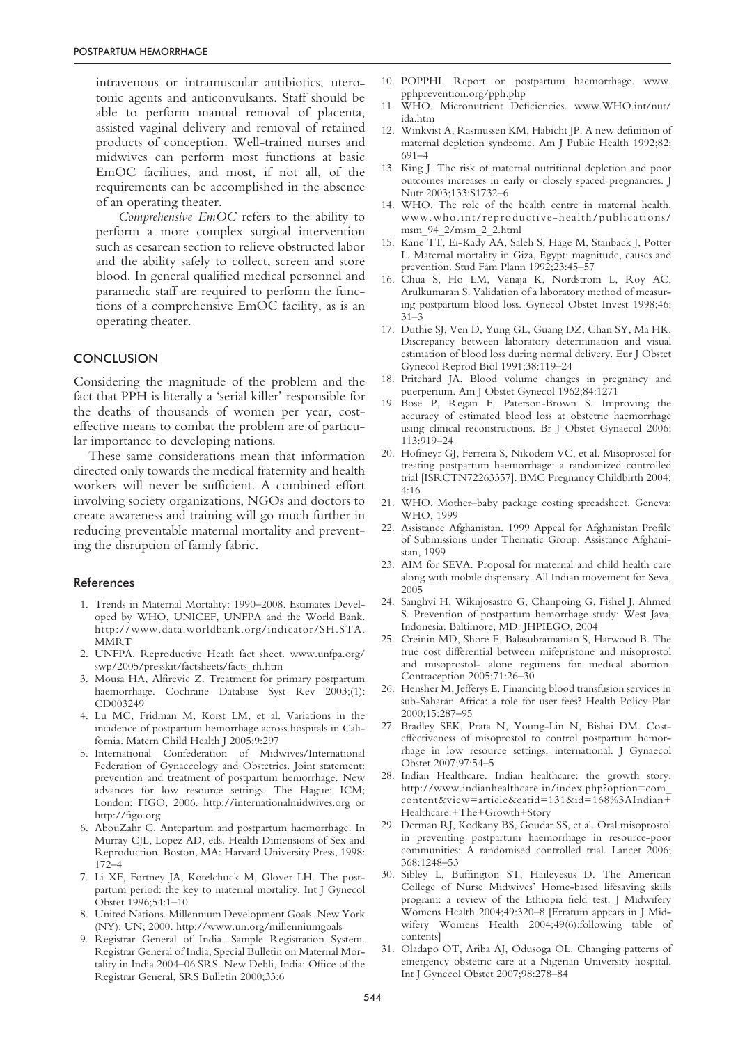intravenous or intramuscular antibiotics, uterotonic agents and anticonvulsants. Staff should be able to perform manual removal of placenta, assisted vaginal delivery and removal of retained products of conception. Well-trained nurses and midwives can perform most functions at basic EmOC facilities, and most, if not all, of the requirements can be accomplished in the absence of an operating theater.

*Comprehensive EmOC* refers to the ability to perform a more complex surgical intervention such as cesarean section to relieve obstructed labor and the ability safely to collect, screen and store blood. In general qualified medical personnel and paramedic staff are required to perform the functions of a comprehensive EmOC facility, as is an operating theater.

## CONCLUSION

Considering the magnitude of the problem and the fact that PPH is literally a 'serial killer' responsible for the deaths of thousands of women per year, cost-effective means to combat the problem are of particular importance to developing nations.

These same considerations mean that information directed only towards the medical fraternity and health workers will never be sufficient. A combined effort involving society organizations, NGOs and doctors to create awareness and training will go much further in reducing preventable maternal mortality and preventing the disruption of family fabric.

### References

1. Trends in Maternal Mortality: 1990–2008. Estimates Developed by WHO, UNICEF, UNFPA and the World Bank. http://www.data.worldbank.org/indicator/SH.STA.MMRT
2. UNFPA. Reproductive Heath fact sheet. www.unfpa.org/swp/2005/presskit/factsheets/facts_rh.htm
3. Mousa HA, Alfirevic Z. Treatment for primary postpartum haemorrhage. Cochrane Database Syst Rev 2003;(1): CD003249
4. Lu MC, Fridman M, Korst LM, et al. Variations in the incidence of postpartum hemorrhage across hospitals in California. Matern Child Health J 2005;9:297
5. International Confederation of Midwives/International Federation of Gynaecology and Obstetrics. Joint statement: prevention and treatment of postpartum hemorrhage. New advances for low resource settings. The Hague: ICM; London: FIGO, 2006. http://internationalmidwives.org or http://figo.org
6. AbouZahr C. Antepartum and postpartum haemorrhage. In Murray CJL, Lopez AD, eds. Health Dimensions of Sex and Reproduction. Boston, MA: Harvard University Press, 1998: 172–4
7. Li XF, Fortney JA, Kotelchuck M, Glover LH. The postpartum period: the key to maternal mortality. Int J Gynecol Obstet 1996;54:1–10
8. United Nations. Millennium Development Goals. New York (NY): UN; 2000. http://www.un.org/millenniumgoals
9. Registrar General of India. Sample Registration System. Registrar General of India, Special Bulletin on Maternal Mortality in India 2004–06 SRS. New Dehli, India: Office of the Registrar General, SRS Bulletin 2000;33:6
10. POPPHI. Report on postpartum haemorrhage. www.pphprevention.org/pph.php
11. WHO. Micronutrient Deficiencies. www.WHO.int/nut/ida.htm
12. Winkvist A, Rasmussen KM, Habicht JP. A new definition of maternal depletion syndrome. Am J Public Health 1992;82: 691–4
13. King J. The risk of maternal nutritional depletion and poor outcomes increases in early or closely spaced pregnancies. J Nutr 2003;133:S1732–6
14. WHO. The role of the health centre in maternal health. www.who.int/reproductive-health/publications/msm_94_2/msm_2_2.html
15. Kane TT, Ei-Kady AA, Saleh S, Hage M, Stanback J, Potter L. Maternal mortality in Giza, Egypt: magnitude, causes and prevention. Stud Fam Plann 1992;23:45–57
16. Chua S, Ho LM, Vanaja K, Nordstrom L, Roy AC, Arulkumaran S. Validation of a laboratory method of measuring postpartum blood loss. Gynecol Obstet Invest 1998;46: 31–3
17. Duthie SJ, Ven D, Yung GL, Guang DZ, Chan SY, Ma HK. Discrepancy between laboratory determination and visual estimation of blood loss during normal delivery. Eur J Obstet Gynecol Reprod Biol 1991;38:119–24
18. Pritchard JA. Blood volume changes in pregnancy and puerperium. Am J Obstet Gynecol 1962;84:1271
19. Bose P, Regan F, Paterson-Brown S. Improving the accuracy of estimated blood loss at obstetric haemorrhage using clinical reconstructions. Br J Obstet Gynaecol 2006; 113:919–24
20. Hofmeyr GJ, Ferreira S, Nikodem VC, et al. Misoprostol for treating postpartum haemorrhage: a randomized controlled trial [ISRCTN72263357]. BMC Pregnancy Childbirth 2004; 4:16
21. WHO. Mother–baby package costing spreadsheet. Geneva: WHO, 1999
22. Assistance Afghanistan. 1999 Appeal for Afghanistan Profile of Submissions under Thematic Group. Assistance Afghanistan, 1999
23. AIM for SEVA. Proposal for maternal and child health care along with mobile dispensary. All Indian movement for Seva, 2005
24. Sanghvi H, Wiknjosastro G, Chanpoing G, Fishel J, Ahmed S. Prevention of postpartum hemorrhage study: West Java, Indonesia. Baltimore, MD: JHPIEGO, 2004
25. Creinin MD, Shore E, Balasubramanian S, Harwood B. The true cost differential between mifepristone and misoprostol and misoprostol- alone regimens for medical abortion. Contraception 2005;71:26–30
26. Hensher M, Jefferys E. Financing blood transfusion services in sub-Saharan Africa: a role for user fees? Health Policy Plan 2000;15:287–95
27. Bradley SEK, Prata N, Young-Lin N, Bishai DM. Cost-effectiveness of misoprostol to control postpartum hemorrhage in low resource settings, international. J Gynaecol Obstet 2007;97:54–5
28. Indian Healthcare. Indian healthcare: the growth story. http://www.indianhealthcare.in/index.php?option=com_content&view=article&catid=131&id=168%3AIndian+Healthcare:+The+Growth+Story
29. Derman RJ, Kodkany BS, Goudar SS, et al. Oral misoprostol in preventing postpartum haemorrhage in resource-poor communities: A randomised controlled trial. Lancet 2006; 368:1248–53
30. Sibley L, Buffington ST, Haileyesus D. The American College of Nurse Midwives' Home-based lifesaving skills program: a review of the Ethiopia field test. J Midwifery Womens Health 2004;49:320–8 [Erratum appears in J Midwifery Womens Health 2004;49(6):following table of contents]
31. Oladapo OT, Ariba AJ, Odusoga OL. Changing patterns of emergency obstetric care at a Nigerian University hospital. Int J Gynecol Obstet 2007;98:278–84